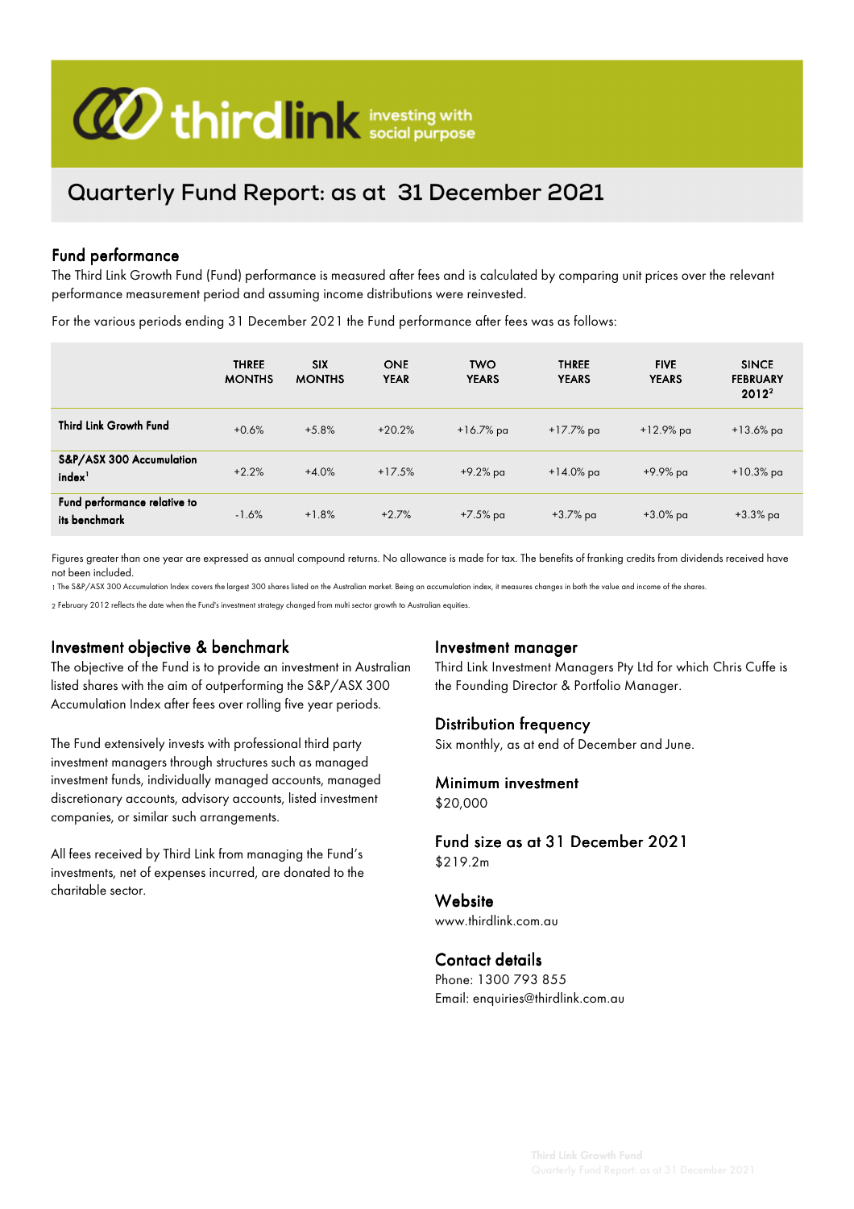thirdlink investing with social purpose

# Quarterly Fund Report: as at 31 December 2021

## Fund performance

The Third Link Growth Fund (Fund) performance is measured after fees and is calculated by comparing unit prices over the relevant performance measurement period and assuming income distributions were reinvested.

For the various periods ending 31 December 2021 the Fund performance after fees was as follows:

| | THREE MONTHS | SIX MONTHS | ONE YEAR | TWO YEARS | THREE YEARS | FIVE YEARS | SINCE FEBRUARY 2012[2] |
|---|---|---|---|---|---|---|---|
| **Third Link Growth Fund** | +0.6% | +5.8% | +20.2% | +16.7% pa | +17.7% pa | +12.9% pa | +13.6% pa |
| **S&P/ASX 300 Accumulation index[1]** | +2.2% | +4.0% | +17.5% | +9.2% pa | +14.0% pa | +9.9% pa | +10.3% pa |
| **Fund performance relative to its benchmark** | -1.6% | +1.8% | +2.7% | +7.5% pa | +3.7% pa | +3.0% pa | +3.3% pa |

Figures greater than one year are expressed as annual compound returns. No allowance is made for tax. The benefits of franking credits from dividends received have not been included.

1 The S&P/ASX 300 Accumulation Index covers the largest 300 shares listed on the Australian market. Being an accumulation index, it measures changes in both the value and income of the shares.

2 February 2012 reflects the date when the Fund's investment strategy changed from multi sector growth to Australian equities.

## Investment objective & benchmark

The objective of the Fund is to provide an investment in Australian listed shares with the aim of outperforming the S&P/ASX 300 Accumulation Index after fees over rolling five year periods.

The Fund extensively invests with professional third party investment managers through structures such as managed investment funds, individually managed accounts, managed discretionary accounts, advisory accounts, listed investment companies, or similar such arrangements.

All fees received by Third Link from managing the Fund's investments, net of expenses incurred, are donated to the charitable sector.

## Investment manager

Third Link Investment Managers Pty Ltd for which Chris Cuffe is the Founding Director & Portfolio Manager.

## Distribution frequency

Six monthly, as at end of December and June.

## Minimum investment

$20,000

## Fund size as at 31 December 2021

$219.2m

## Website

www.thirdlink.com.au

## Contact details

Phone: 1300 793 855
Email: enquiries@thirdlink.com.au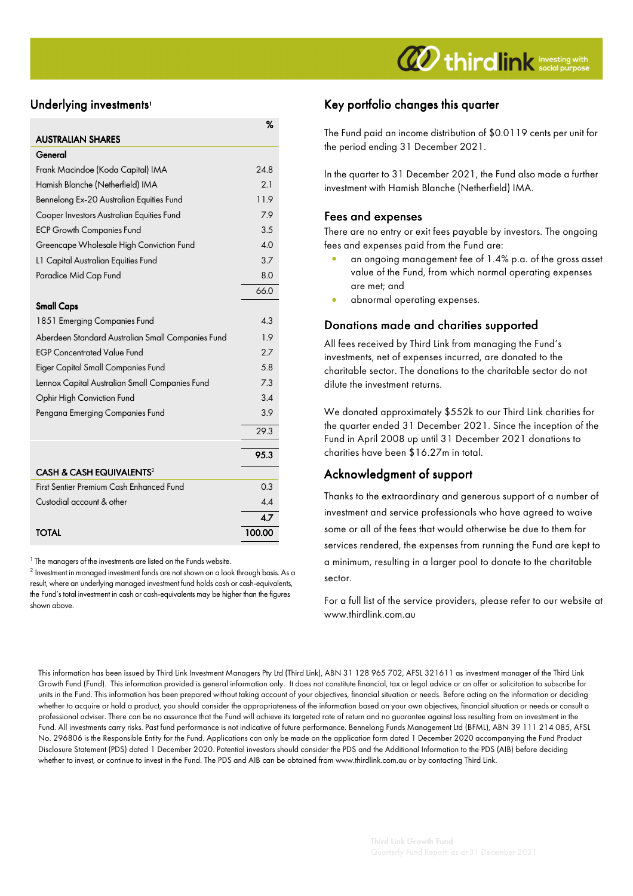## Underlying investments[1]

| | % |
|---|---|
| **AUSTRALIAN SHARES** | |
| **General** | |
| Frank Macindoe (Koda Capital) IMA | 24.8 |
| Hamish Blanche (Netherfield) IMA | 2.1 |
| Bennelong Ex-20 Australian Equities Fund | 11.9 |
| Cooper Investors Australian Equities Fund | 7.9 |
| ECP Growth Companies Fund | 3.5 |
| Greencape Wholesale High Conviction Fund | 4.0 |
| L1 Capital Australian Equities Fund | 3.7 |
| Paradice Mid Cap Fund | 8.0 |
| | 66.0 |
| **Small Caps** | |
| 1851 Emerging Companies Fund | 4.3 |
| Aberdeen Standard Australian Small Companies Fund | 1.9 |
| EGP Concentrated Value Fund | 2.7 |
| Eiger Capital Small Companies Fund | 5.8 |
| Lennox Capital Australian Small Companies Fund | 7.3 |
| Ophir High Conviction Fund | 3.4 |
| Pengana Emerging Companies Fund | 3.9 |
| | 29.3 |
| | **95.3** |
| **CASH & CASH EQUIVALENTS**[2] | |
| First Sentier Premium Cash Enhanced Fund | 0.3 |
| Custodial account & other | 4.4 |
| | **4.7** |
| **TOTAL** | **100.00** |

[1] The managers of the investments are listed on the Funds website.

[2] Investment in managed investment funds are not shown on a look through basis. As a result, where an underlying managed investment fund holds cash or cash-equivalents, the Fund's total investment in cash or cash-equivalents may be higher than the figures shown above.

## Key portfolio changes this quarter

The Fund paid an income distribution of $0.0119 cents per unit for the period ending 31 December 2021.

In the quarter to 31 December 2021, the Fund also made a further investment with Hamish Blanche (Netherfield) IMA.

### Fees and expenses

There are no entry or exit fees payable by investors. The ongoing fees and expenses paid from the Fund are:

- an ongoing management fee of 1.4% p.a. of the gross asset value of the Fund, from which normal operating expenses are met; and
- abnormal operating expenses.

## Donations made and charities supported

All fees received by Third Link from managing the Fund's investments, net of expenses incurred, are donated to the charitable sector. The donations to the charitable sector do not dilute the investment returns.

We donated approximately $552k to our Third Link charities for the quarter ended 31 December 2021. Since the inception of the Fund in April 2008 up until 31 December 2021 donations to charities have been $16.27m in total.

## Acknowledgment of support

Thanks to the extraordinary and generous support of a number of investment and service professionals who have agreed to waive some or all of the fees that would otherwise be due to them for services rendered, the expenses from running the Fund are kept to a minimum, resulting in a larger pool to donate to the charitable sector.

For a full list of the service providers, please refer to our website at www.thirdlink.com.au

This information has been issued by Third Link Investment Managers Pty Ltd (Third Link), ABN 31 128 965 702, AFSL 321611 as investment manager of the Third Link Growth Fund (Fund). This information provided is general information only. It does not constitute financial, tax or legal advice or an offer or solicitation to subscribe for units in the Fund. This information has been prepared without taking account of your objectives, financial situation or needs. Before acting on the information or deciding whether to acquire or hold a product, you should consider the appropriateness of the information based on your own objectives, financial situation or needs or consult a professional adviser. There can be no assurance that the Fund will achieve its targeted rate of return and no guarantee against loss resulting from an investment in the Fund. All investments carry risks. Past fund performance is not indicative of future performance. Bennelong Funds Management Ltd (BFML), ABN 39 111 214 085, AFSL No. 296806 is the Responsible Entity for the Fund. Applications can only be made on the application form dated 1 December 2020 accompanying the Fund Product Disclosure Statement (PDS) dated 1 December 2020. Potential investors should consider the PDS and the Additional Information to the PDS (AIB) before deciding whether to invest, or continue to invest in the Fund. The PDS and AIB can be obtained from www.thirdlink.com.au or by contacting Third Link.